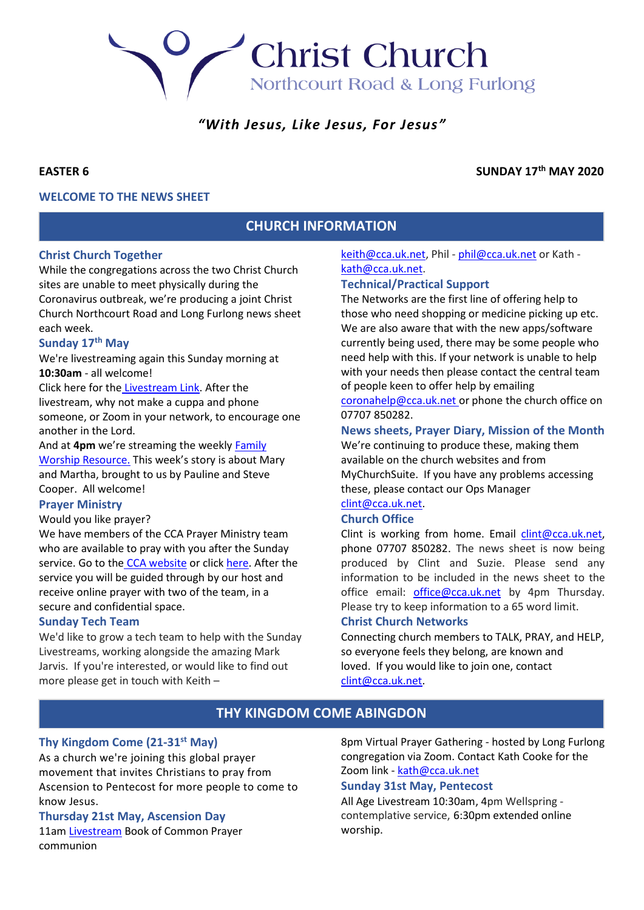# Christ Church

Northcourt Road & Long Furlong

*"With Jesus, Like Jesus, For Jesus"*

**EASTER 6** **SUNDAY 17th MAY 2020**

## WELCOME TO THE NEWS SHEET

## CHURCH INFORMATION

### Christ Church Together

While the congregations across the two Christ Church sites are unable to meet physically during the Coronavirus outbreak, we're producing a joint Christ Church Northcourt Road and Long Furlong news sheet each week.

### Sunday 17th May

We're livestreaming again this Sunday morning at **10:30am** - all welcome!

Click here for the Livestream Link. After the livestream, why not make a cuppa and phone someone, or Zoom in your network, to encourage one another in the Lord.

And at **4pm** we're streaming the weekly Family Worship Resource. This week's story is about Mary and Martha, brought to us by Pauline and Steve Cooper. All welcome!

### Prayer Ministry

Would you like prayer?

We have members of the CCA Prayer Ministry team who are available to pray with you after the Sunday service. Go to the CCA website or click here. After the service you will be guided through by our host and receive online prayer with two of the team, in a secure and confidential space.

### Sunday Tech Team

We'd like to grow a tech team to help with the Sunday Livestreams, working alongside the amazing Mark Jarvis. If you're interested, or would like to find out more please get in touch with Keith – keith@cca.uk.net, Phil - phil@cca.uk.net or Kath - kath@cca.uk.net.

### Technical/Practical Support

The Networks are the first line of offering help to those who need shopping or medicine picking up etc. We are also aware that with the new apps/software currently being used, there may be some people who need help with this. If your network is unable to help with your needs then please contact the central team of people keen to offer help by emailing coronahelp@cca.uk.net or phone the church office on 07707 850282.

### News sheets, Prayer Diary, Mission of the Month

We're continuing to produce these, making them available on the church websites and from MyChurchSuite. If you have any problems accessing these, please contact our Ops Manager clint@cca.uk.net.

### Church Office

Clint is working from home. Email clint@cca.uk.net, phone 07707 850282. The news sheet is now being produced by Clint and Suzie. Please send any information to be included in the news sheet to the office email: office@cca.uk.net by 4pm Thursday. Please try to keep information to a 65 word limit.

### Christ Church Networks

Connecting church members to TALK, PRAY, and HELP, so everyone feels they belong, are known and loved. If you would like to join one, contact clint@cca.uk.net.

## THY KINGDOM COME ABINGDON

### Thy Kingdom Come (21-31st May)

As a church we're joining this global prayer movement that invites Christians to pray from Ascension to Pentecost for more people to come to know Jesus.

### Thursday 21st May, Ascension Day

11am Livestream Book of Common Prayer communion

8pm Virtual Prayer Gathering - hosted by Long Furlong congregation via Zoom. Contact Kath Cooke for the Zoom link - kath@cca.uk.net

### Sunday 31st May, Pentecost

All Age Livestream 10:30am, 4pm Wellspring - contemplative service, 6:30pm extended online worship.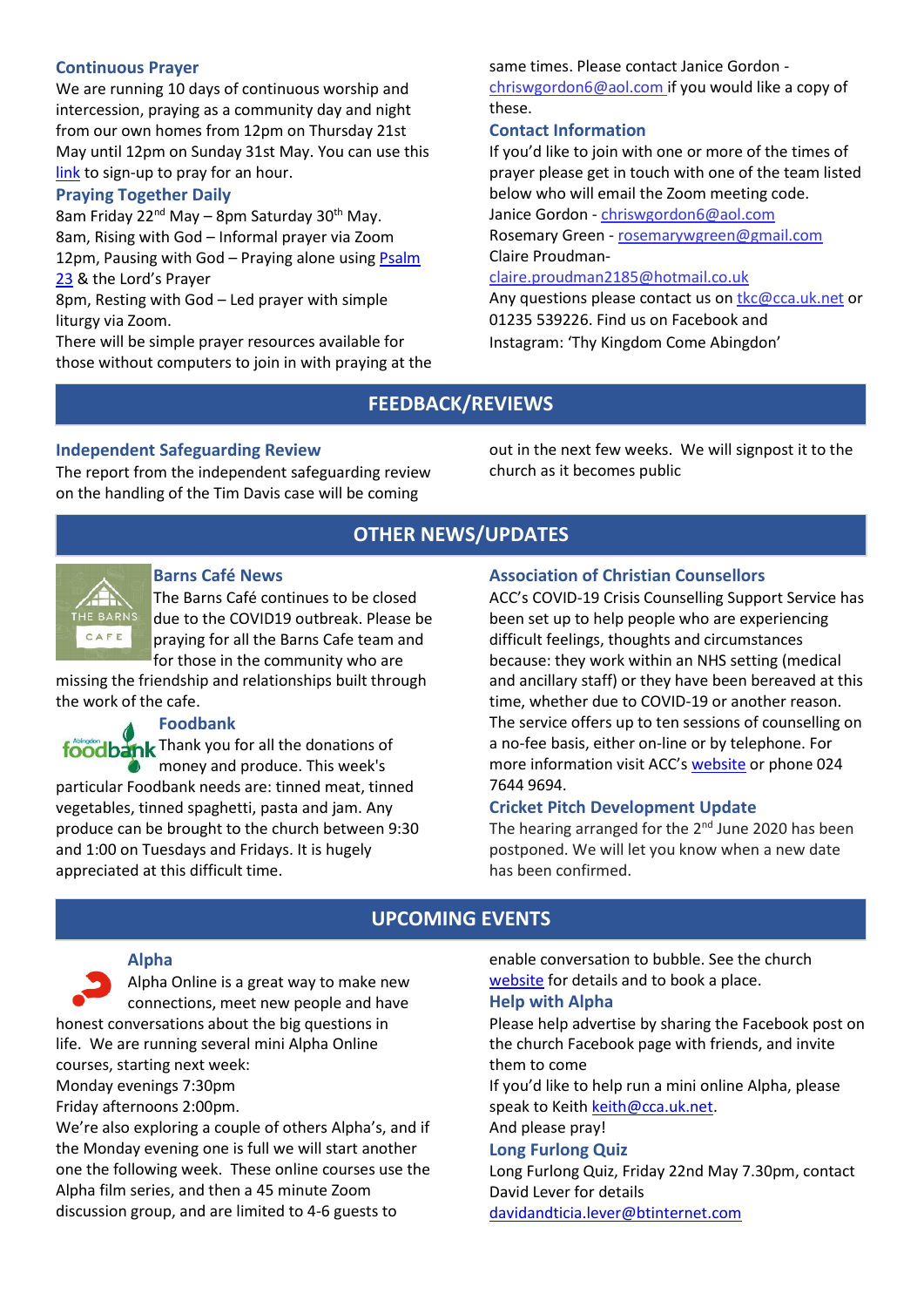### Continuous Prayer

We are running 10 days of continuous worship and intercession, praying as a community day and night from our own homes from 12pm on Thursday 21st May until 12pm on Sunday 31st May. You can use this link to sign-up to pray for an hour.

### Praying Together Daily

8am Friday 22nd May – 8pm Saturday 30th May.
8am, Rising with God – Informal prayer via Zoom
12pm, Pausing with God – Praying alone using Psalm 23 & the Lord's Prayer
8pm, Resting with God – Led prayer with simple liturgy via Zoom.
There will be simple prayer resources available for those without computers to join in with praying at the same times. Please contact Janice Gordon - chriswgordon6@aol.com if you would like a copy of these.

### Contact Information

If you'd like to join with one or more of the times of prayer please get in touch with one of the team listed below who will email the Zoom meeting code.
Janice Gordon - chriswgordon6@aol.com
Rosemary Green - rosemarywgreen@gmail.com
Claire Proudman- claire.proudman2185@hotmail.co.uk
Any questions please contact us on tkc@cca.uk.net or 01235 539226. Find us on Facebook and Instagram: 'Thy Kingdom Come Abingdon'

## FEEDBACK/REVIEWS

### Independent Safeguarding Review

The report from the independent safeguarding review on the handling of the Tim Davis case will be coming out in the next few weeks. We will signpost it to the church as it becomes public

## OTHER NEWS/UPDATES

### Barns Café News

The Barns Café continues to be closed due to the COVID19 outbreak. Please be praying for all the Barns Cafe team and for those in the community who are missing the friendship and relationships built through the work of the cafe.

### Foodbank

Thank you for all the donations of money and produce. This week's particular Foodbank needs are: tinned meat, tinned vegetables, tinned spaghetti, pasta and jam. Any produce can be brought to the church between 9:30 and 1:00 on Tuesdays and Fridays. It is hugely appreciated at this difficult time.

### Association of Christian Counsellors

ACC's COVID-19 Crisis Counselling Support Service has been set up to help people who are experiencing difficult feelings, thoughts and circumstances because: they work within an NHS setting (medical and ancillary staff) or they have been bereaved at this time, whether due to COVID-19 or another reason. The service offers up to ten sessions of counselling on a no-fee basis, either on-line or by telephone. For more information visit ACC's website or phone 024 7644 9694.

### Cricket Pitch Development Update

The hearing arranged for the 2nd June 2020 has been postponed. We will let you know when a new date has been confirmed.

## UPCOMING EVENTS

### Alpha

Alpha Online is a great way to make new connections, meet new people and have honest conversations about the big questions in life. We are running several mini Alpha Online courses, starting next week:
Monday evenings 7:30pm
Friday afternoons 2:00pm.
We're also exploring a couple of others Alpha's, and if the Monday evening one is full we will start another one the following week. These online courses use the Alpha film series, and then a 45 minute Zoom discussion group, and are limited to 4-6 guests to enable conversation to bubble. See the church website for details and to book a place.

### Help with Alpha

Please help advertise by sharing the Facebook post on the church Facebook page with friends, and invite them to come
If you'd like to help run a mini online Alpha, please speak to Keith keith@cca.uk.net.
And please pray!

### Long Furlong Quiz

Long Furlong Quiz, Friday 22nd May 7.30pm, contact David Lever for details davidandticia.lever@btinternet.com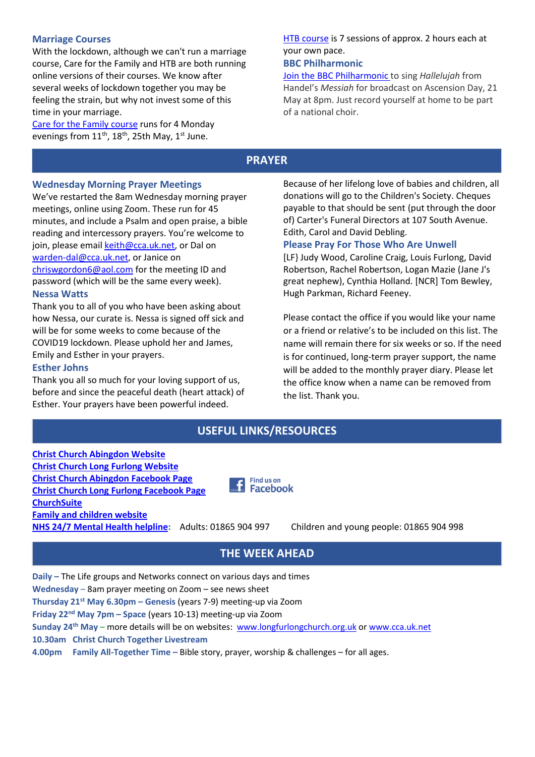### Marriage Courses

With the lockdown, although we can't run a marriage course, Care for the Family and HTB are both running online versions of their courses. We know after several weeks of lockdown together you may be feeling the strain, but why not invest some of this time in your marriage.

Care for the Family course runs for 4 Monday evenings from 11th, 18th, 25th May, 1st June.

HTB course is 7 sessions of approx. 2 hours each at your own pace.

### BBC Philharmonic

Join the BBC Philharmonic to sing *Hallelujah* from Handel's *Messiah* for broadcast on Ascension Day, 21 May at 8pm. Just record yourself at home to be part of a national choir.

## PRAYER

### Wednesday Morning Prayer Meetings

We've restarted the 8am Wednesday morning prayer meetings, online using Zoom. These run for 45 minutes, and include a Psalm and open praise, a bible reading and intercessory prayers. You're welcome to join, please email keith@cca.uk.net, or Dal on warden-dal@cca.uk.net, or Janice on chriswgordon6@aol.com for the meeting ID and password (which will be the same every week).

### Nessa Watts

Thank you to all of you who have been asking about how Nessa, our curate is. Nessa is signed off sick and will be for some weeks to come because of the COVID19 lockdown. Please uphold her and James, Emily and Esther in your prayers.

### Esther Johns

Thank you all so much for your loving support of us, before and since the peaceful death (heart attack) of Esther. Your prayers have been powerful indeed.

Because of her lifelong love of babies and children, all donations will go to the Children's Society. Cheques payable to that should be sent (put through the door of) Carter's Funeral Directors at 107 South Avenue. Edith, Carol and David Debling.

### Please Pray For Those Who Are Unwell

[LF} Judy Wood, Caroline Craig, Louis Furlong, David Robertson, Rachel Robertson, Logan Mazie (Jane J's great nephew), Cynthia Holland. [NCR] Tom Bewley, Hugh Parkman, Richard Feeney.

Please contact the office if you would like your name or a friend or relative's to be included on this list. The name will remain there for six weeks or so. If the need is for continued, long-term prayer support, the name will be added to the monthly prayer diary. Please let the office know when a name can be removed from the list. Thank you.

## USEFUL LINKS/RESOURCES

**Christ Church Abingdon Website**
**Christ Church Long Furlong Website**
**Christ Church Abingdon Facebook Page**
**Christ Church Long Furlong Facebook Page**
**ChurchSuite**
**Family and children website**
**NHS 24/7 Mental Health helpline:** Adults: 01865 904 997 Children and young people: 01865 904 998

Find us on Facebook

## THE WEEK AHEAD

**Daily –** The Life groups and Networks connect on various days and times
**Wednesday –** 8am prayer meeting on Zoom – see news sheet
**Thursday 21st May 6.30pm – Genesis** (years 7-9) meeting-up via Zoom
**Friday 22nd May 7pm – Space** (years 10-13) meeting-up via Zoom
**Sunday 24th May –** more details will be on websites: www.longfurlongchurch.org.uk or www.cca.uk.net
**10.30am Christ Church Together Livestream**
**4.00pm Family All-Together Time –** Bible story, prayer, worship & challenges – for all ages.